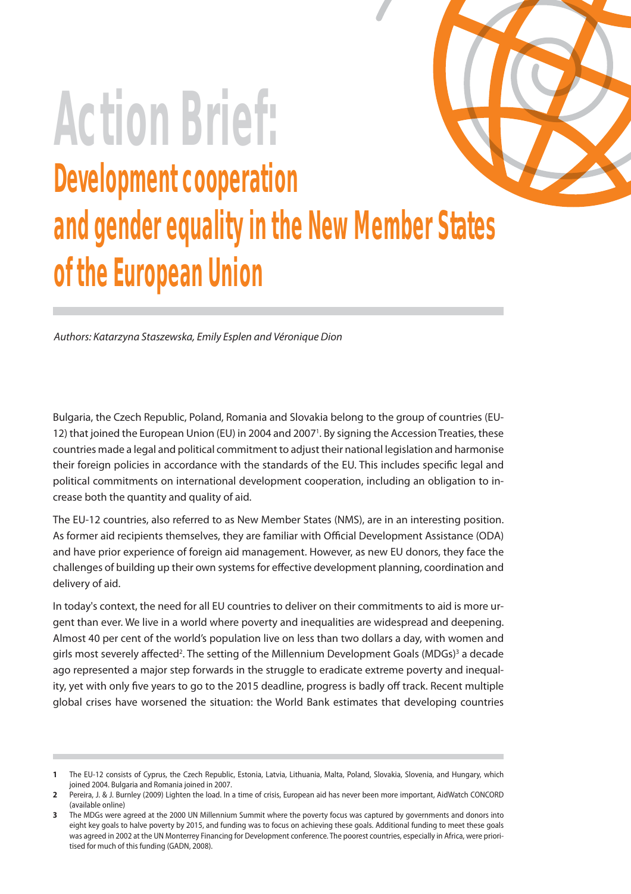# Action Brief:

## Development cooperation and gender equality in the New Member States of the European Union

*Authors: Katarzyna Staszewska, Emily Esplen and Véronique Dion*

Bulgaria, the Czech Republic, Poland, Romania and Slovakia belong to the group of countries (EU-12) that joined the European Union (EU) in 2004 and 2007[1]. By signing the Accession Treaties, these countries made a legal and political commitment to adjust their national legislation and harmonise their foreign policies in accordance with the standards of the EU. This includes specific legal and political commitments on international development cooperation, including an obligation to increase both the quantity and quality of aid.

The EU-12 countries, also referred to as New Member States (NMS), are in an interesting position. As former aid recipients themselves, they are familiar with Official Development Assistance (ODA) and have prior experience of foreign aid management. However, as new EU donors, they face the challenges of building up their own systems for effective development planning, coordination and delivery of aid.

In today's context, the need for all EU countries to deliver on their commitments to aid is more urgent than ever. We live in a world where poverty and inequalities are widespread and deepening. Almost 40 per cent of the world's population live on less than two dollars a day, with women and girls most severely affected[2]. The setting of the Millennium Development Goals (MDGs)[3] a decade ago represented a major step forwards in the struggle to eradicate extreme poverty and inequality, yet with only five years to go to the 2015 deadline, progress is badly off track. Recent multiple global crises have worsened the situation: the World Bank estimates that developing countries

---

**1** The EU-12 consists of Cyprus, the Czech Republic, Estonia, Latvia, Lithuania, Malta, Poland, Slovakia, Slovenia, and Hungary, which joined 2004. Bulgaria and Romania joined in 2007.

**2** Pereira, J. & J. Burnley (2009) Lighten the load. In a time of crisis, European aid has never been more important, AidWatch CONCORD (available online)

**3** The MDGs were agreed at the 2000 UN Millennium Summit where the poverty focus was captured by governments and donors into eight key goals to halve poverty by 2015, and funding was to focus on achieving these goals. Additional funding to meet these goals was agreed in 2002 at the UN Monterrey Financing for Development conference. The poorest countries, especially in Africa, were prioritised for much of this funding (GADN, 2008).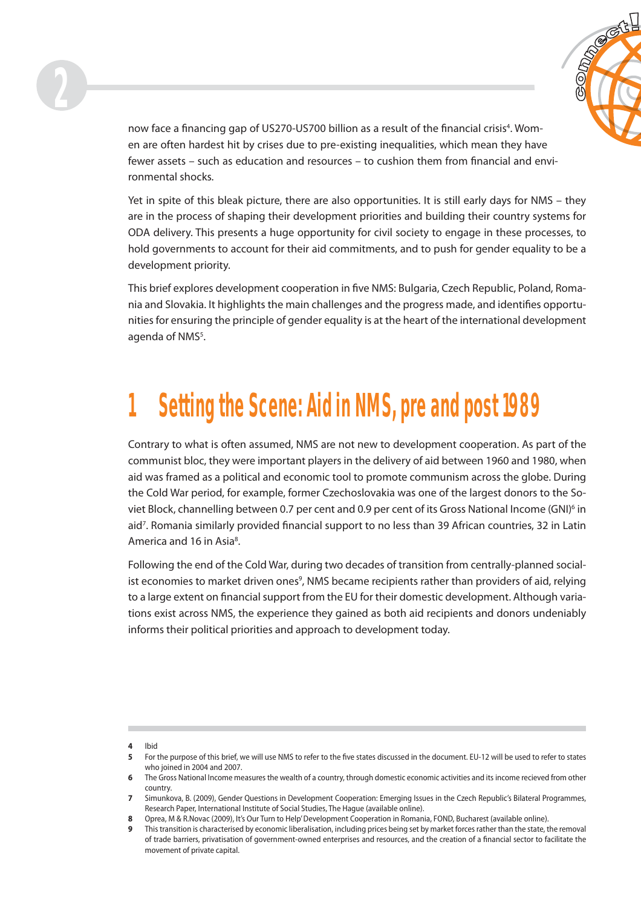now face a financing gap of US270-US700 billion as a result of the financial crisis[4]. Women are often hardest hit by crises due to pre-existing inequalities, which mean they have fewer assets – such as education and resources – to cushion them from financial and environmental shocks.

Yet in spite of this bleak picture, there are also opportunities. It is still early days for NMS – they are in the process of shaping their development priorities and building their country systems for ODA delivery. This presents a huge opportunity for civil society to engage in these processes, to hold governments to account for their aid commitments, and to push for gender equality to be a development priority.

This brief explores development cooperation in five NMS: Bulgaria, Czech Republic, Poland, Romania and Slovakia. It highlights the main challenges and the progress made, and identifies opportunities for ensuring the principle of gender equality is at the heart of the international development agenda of NMS[5].

# 1 Setting the Scene: Aid in NMS, pre and post 1989

Contrary to what is often assumed, NMS are not new to development cooperation. As part of the communist bloc, they were important players in the delivery of aid between 1960 and 1980, when aid was framed as a political and economic tool to promote communism across the globe. During the Cold War period, for example, former Czechoslovakia was one of the largest donors to the Soviet Block, channelling between 0.7 per cent and 0.9 per cent of its Gross National Income (GNI)[6] in aid[7]. Romania similarly provided financial support to no less than 39 African countries, 32 in Latin America and 16 in Asia[8].

Following the end of the Cold War, during two decades of transition from centrally-planned socialist economies to market driven ones[9], NMS became recipients rather than providers of aid, relying to a large extent on financial support from the EU for their domestic development. Although variations exist across NMS, the experience they gained as both aid recipients and donors undeniably informs their political priorities and approach to development today.

---

**4** Ibid

**5** For the purpose of this brief, we will use NMS to refer to the five states discussed in the document. EU-12 will be used to refer to states who joined in 2004 and 2007.

**6** The Gross National Income measures the wealth of a country, through domestic economic activities and its income recieved from other country.

**7** Simunkova, B. (2009), Gender Questions in Development Cooperation: Emerging Issues in the Czech Republic's Bilateral Programmes, Research Paper, International Institute of Social Studies, The Hague (available online).

**8** Oprea, M & R.Novac (2009), It's Our Turn to Help' Development Cooperation in Romania, FOND, Bucharest (available online).

**9** This transition is characterised by economic liberalisation, including prices being set by market forces rather than the state, the removal of trade barriers, privatisation of government-owned enterprises and resources, and the creation of a financial sector to facilitate the movement of private capital.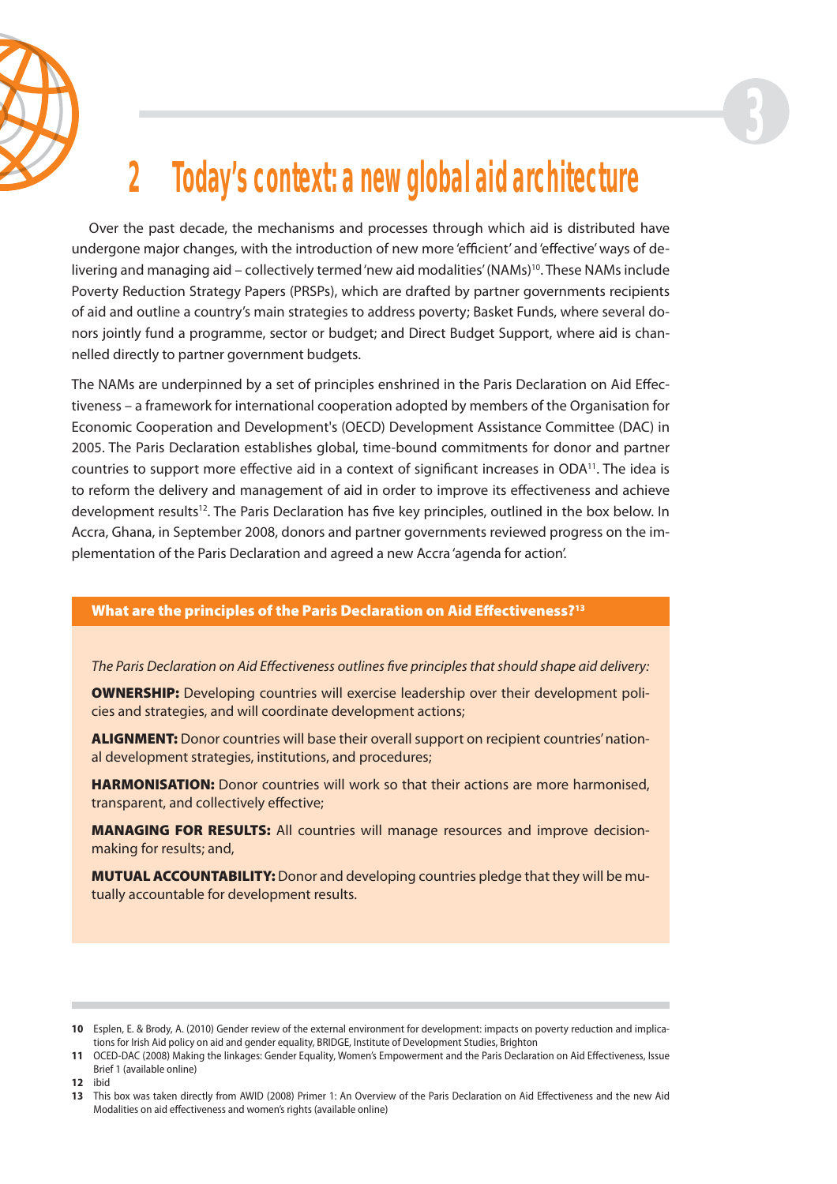# 2 Today's context: a new global aid architecture

Over the past decade, the mechanisms and processes through which aid is distributed have undergone major changes, with the introduction of new more 'efficient' and 'effective' ways of delivering and managing aid – collectively termed 'new aid modalities' (NAMs)[10]. These NAMs include Poverty Reduction Strategy Papers (PRSPs), which are drafted by partner governments recipients of aid and outline a country's main strategies to address poverty; Basket Funds, where several donors jointly fund a programme, sector or budget; and Direct Budget Support, where aid is channelled directly to partner government budgets.

The NAMs are underpinned by a set of principles enshrined in the Paris Declaration on Aid Effectiveness – a framework for international cooperation adopted by members of the Organisation for Economic Cooperation and Development's (OECD) Development Assistance Committee (DAC) in 2005. The Paris Declaration establishes global, time-bound commitments for donor and partner countries to support more effective aid in a context of significant increases in ODA[11]. The idea is to reform the delivery and management of aid in order to improve its effectiveness and achieve development results[12]. The Paris Declaration has five key principles, outlined in the box below. In Accra, Ghana, in September 2008, donors and partner governments reviewed progress on the implementation of the Paris Declaration and agreed a new Accra 'agenda for action'.

### What are the principles of the Paris Declaration on Aid Effectiveness?[13]

*The Paris Declaration on Aid Effectiveness outlines five principles that should shape aid delivery:*

**OWNERSHIP:** Developing countries will exercise leadership over their development policies and strategies, and will coordinate development actions;

**ALIGNMENT:** Donor countries will base their overall support on recipient countries' national development strategies, institutions, and procedures;

**HARMONISATION:** Donor countries will work so that their actions are more harmonised, transparent, and collectively effective;

**MANAGING FOR RESULTS:** All countries will manage resources and improve decision-making for results; and,

**MUTUAL ACCOUNTABILITY:** Donor and developing countries pledge that they will be mutually accountable for development results.

---

**10** Esplen, E. & Brody, A. (2010) Gender review of the external environment for development: impacts on poverty reduction and implications for Irish Aid policy on aid and gender equality, BRIDGE, Institute of Development Studies, Brighton

**11** OCED-DAC (2008) Making the linkages: Gender Equality, Women's Empowerment and the Paris Declaration on Aid Effectiveness, Issue Brief 1 (available online)

**12** ibid

**13** This box was taken directly from AWID (2008) Primer 1: An Overview of the Paris Declaration on Aid Effectiveness and the new Aid Modalities on aid effectiveness and women's rights (available online)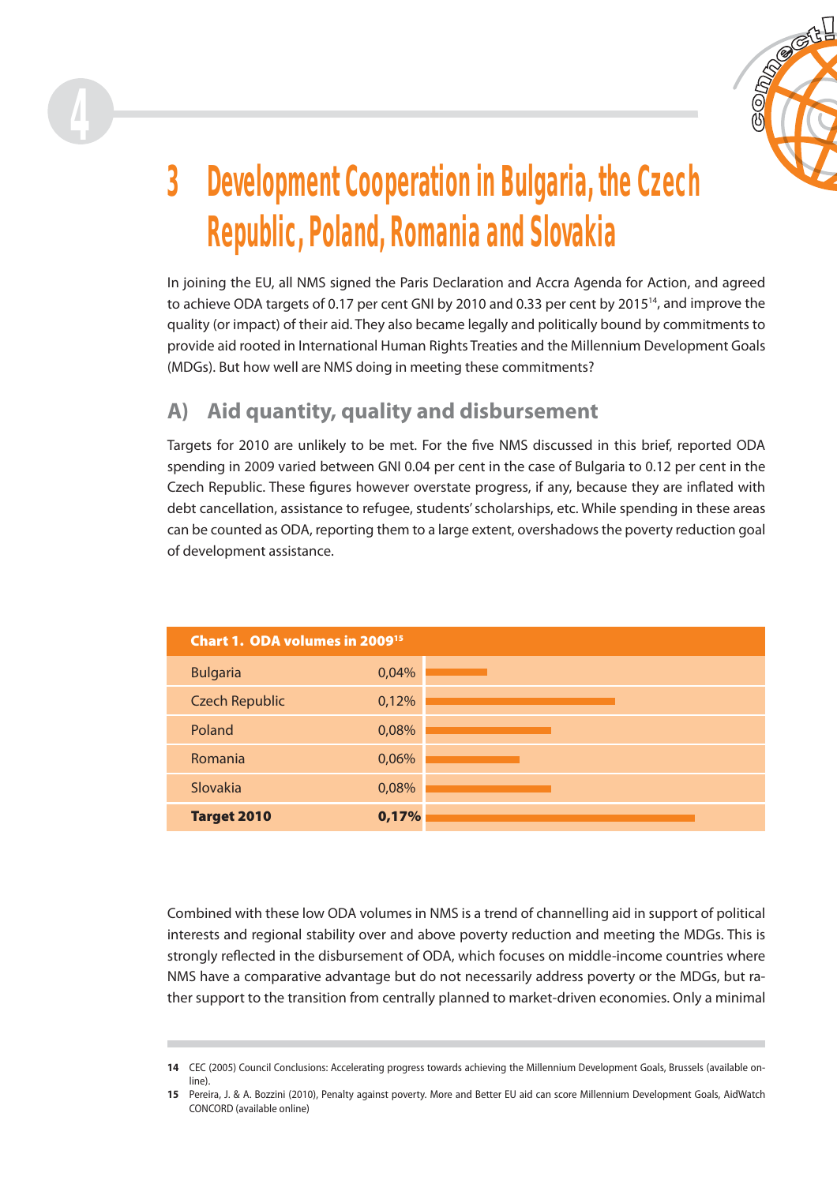# 3 Development Cooperation in Bulgaria, the Czech Republic, Poland, Romania and Slovakia

In joining the EU, all NMS signed the Paris Declaration and Accra Agenda for Action, and agreed to achieve ODA targets of 0.17 per cent GNI by 2010 and 0.33 per cent by 2015[14], and improve the quality (or impact) of their aid. They also became legally and politically bound by commitments to provide aid rooted in International Human Rights Treaties and the Millennium Development Goals (MDGs). But how well are NMS doing in meeting these commitments?

## A) Aid quantity, quality and disbursement

Targets for 2010 are unlikely to be met. For the five NMS discussed in this brief, reported ODA spending in 2009 varied between GNI 0.04 per cent in the case of Bulgaria to 0.12 per cent in the Czech Republic. These figures however overstate progress, if any, because they are inflated with debt cancellation, assistance to refugee, students' scholarships, etc. While spending in these areas can be counted as ODA, reporting them to a large extent, overshadows the poverty reduction goal of development assistance.

**Chart 1. ODA volumes in 2009[15]**

| Country | ODA |
|---|---|
| Bulgaria | 0,04% |
| Czech Republic | 0,12% |
| Poland | 0,08% |
| Romania | 0,06% |
| Slovakia | 0,08% |
| **Target 2010** | **0,17%** |

Combined with these low ODA volumes in NMS is a trend of channelling aid in support of political interests and regional stability over and above poverty reduction and meeting the MDGs. This is strongly reflected in the disbursement of ODA, which focuses on middle-income countries where NMS have a comparative advantage but do not necessarily address poverty or the MDGs, but rather support to the transition from centrally planned to market-driven economies. Only a minimal

---

**14** CEC (2005) Council Conclusions: Accelerating progress towards achieving the Millennium Development Goals, Brussels (available online).

**15** Pereira, J. & A. Bozzini (2010), Penalty against poverty. More and Better EU aid can score Millennium Development Goals, AidWatch CONCORD (available online)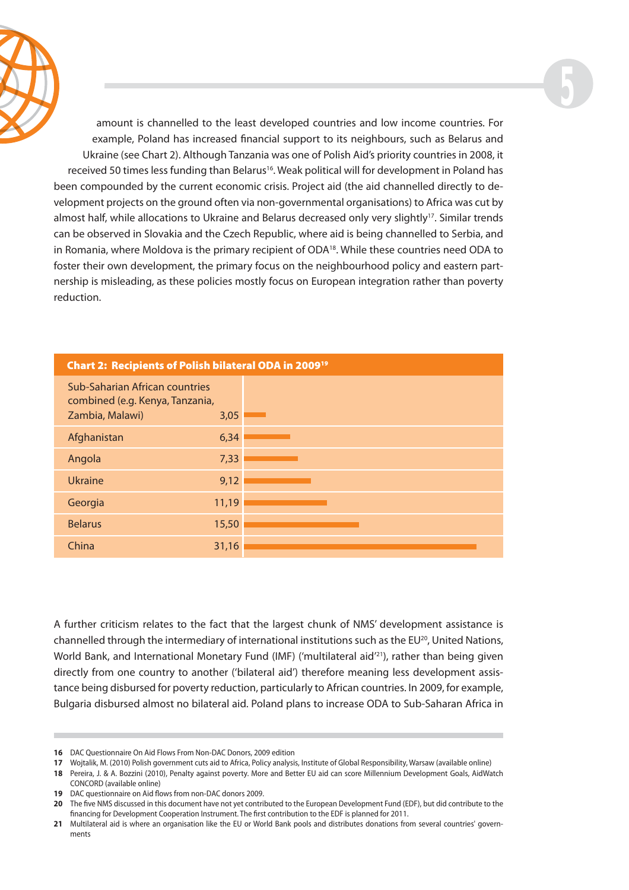amount is channelled to the least developed countries and low income countries. For example, Poland has increased financial support to its neighbours, such as Belarus and Ukraine (see Chart 2). Although Tanzania was one of Polish Aid's priority countries in 2008, it received 50 times less funding than Belarus[16]. Weak political will for development in Poland has been compounded by the current economic crisis. Project aid (the aid channelled directly to development projects on the ground often via non-governmental organisations) to Africa was cut by almost half, while allocations to Ukraine and Belarus decreased only very slightly[17]. Similar trends can be observed in Slovakia and the Czech Republic, where aid is being channelled to Serbia, and in Romania, where Moldova is the primary recipient of ODA[18]. While these countries need ODA to foster their own development, the primary focus on the neighbourhood policy and eastern partnership is misleading, as these policies mostly focus on European integration rather than poverty reduction.

**Chart 2: Recipients of Polish bilateral ODA in 2009**[19]

| Recipient | Value |
|---|---|
| Sub-Saharan African countries combined (e.g. Kenya, Tanzania, Zambia, Malawi) | 3,05 |
| Afghanistan | 6,34 |
| Angola | 7,33 |
| Ukraine | 9,12 |
| Georgia | 11,19 |
| Belarus | 15,50 |
| China | 31,16 |

A further criticism relates to the fact that the largest chunk of NMS' development assistance is channelled through the intermediary of international institutions such as the EU[20], United Nations, World Bank, and International Monetary Fund (IMF) ('multilateral aid'[21]), rather than being given directly from one country to another ('bilateral aid') therefore meaning less development assistance being disbursed for poverty reduction, particularly to African countries. In 2009, for example, Bulgaria disbursed almost no bilateral aid. Poland plans to increase ODA to Sub-Saharan Africa in

---

**16** DAC Questionnaire On Aid Flows From Non-DAC Donors, 2009 edition

**17** Wojtalik, M. (2010) Polish government cuts aid to Africa, Policy analysis, Institute of Global Responsibility, Warsaw (available online)

**18** Pereira, J. & A. Bozzini (2010), Penalty against poverty. More and Better EU aid can score Millennium Development Goals, AidWatch CONCORD (available online)

**19** DAC questionnaire on Aid flows from non-DAC donors 2009.

**20** The five NMS discussed in this document have not yet contributed to the European Development Fund (EDF), but did contribute to the financing for Development Cooperation Instrument. The first contribution to the EDF is planned for 2011.

**21** Multilateral aid is where an organisation like the EU or World Bank pools and distributes donations from several countries' governments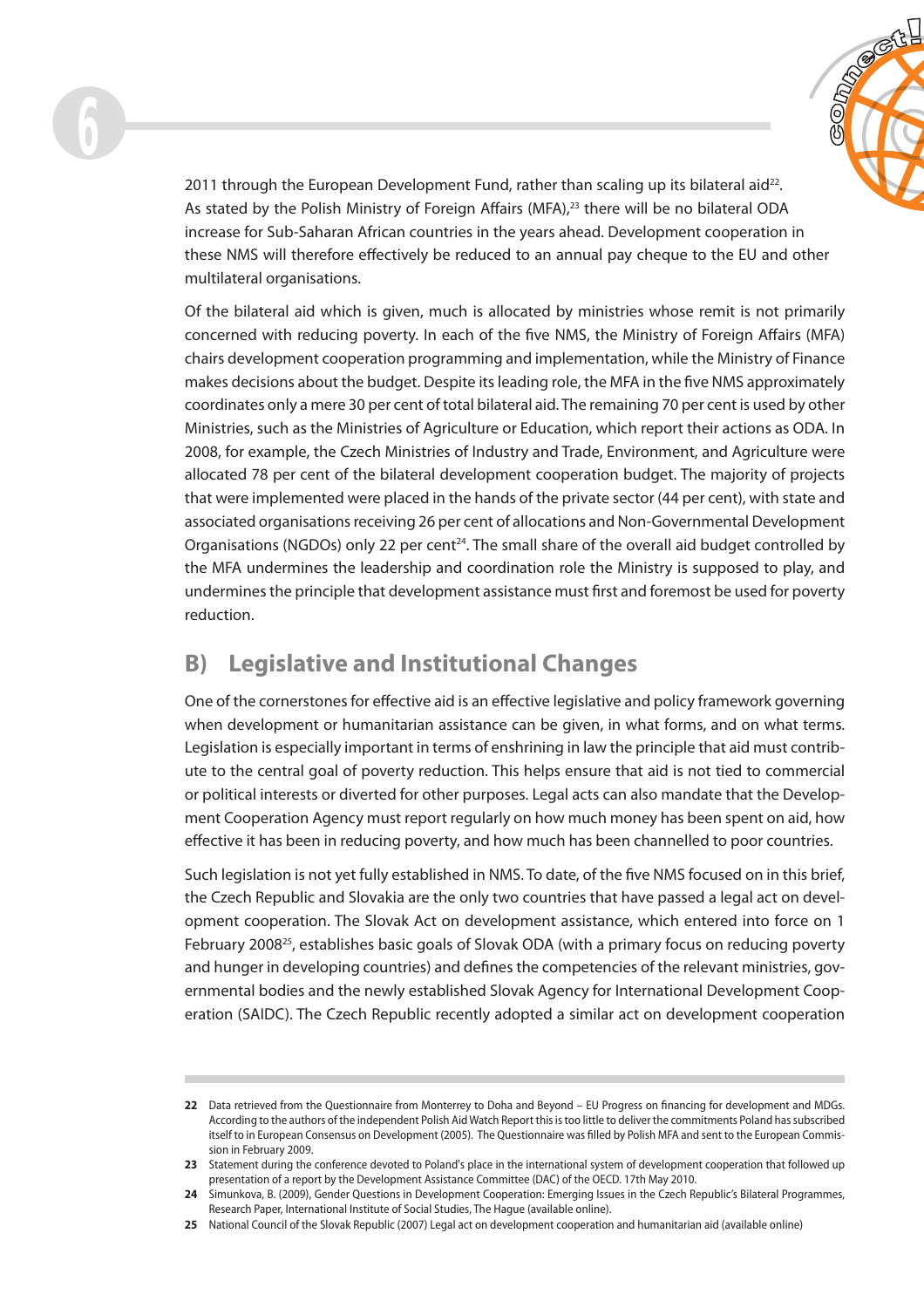2011 through the European Development Fund, rather than scaling up its bilateral aid[22]. As stated by the Polish Ministry of Foreign Affairs (MFA),[23] there will be no bilateral ODA increase for Sub-Saharan African countries in the years ahead. Development cooperation in these NMS will therefore effectively be reduced to an annual pay cheque to the EU and other multilateral organisations.

Of the bilateral aid which is given, much is allocated by ministries whose remit is not primarily concerned with reducing poverty. In each of the five NMS, the Ministry of Foreign Affairs (MFA) chairs development cooperation programming and implementation, while the Ministry of Finance makes decisions about the budget. Despite its leading role, the MFA in the five NMS approximately coordinates only a mere 30 per cent of total bilateral aid. The remaining 70 per cent is used by other Ministries, such as the Ministries of Agriculture or Education, which report their actions as ODA. In 2008, for example, the Czech Ministries of Industry and Trade, Environment, and Agriculture were allocated 78 per cent of the bilateral development cooperation budget. The majority of projects that were implemented were placed in the hands of the private sector (44 per cent), with state and associated organisations receiving 26 per cent of allocations and Non-Governmental Development Organisations (NGDOs) only 22 per cent[24]. The small share of the overall aid budget controlled by the MFA undermines the leadership and coordination role the Ministry is supposed to play, and undermines the principle that development assistance must first and foremost be used for poverty reduction.

## B) Legislative and Institutional Changes

One of the cornerstones for effective aid is an effective legislative and policy framework governing when development or humanitarian assistance can be given, in what forms, and on what terms. Legislation is especially important in terms of enshrining in law the principle that aid must contribute to the central goal of poverty reduction. This helps ensure that aid is not tied to commercial or political interests or diverted for other purposes. Legal acts can also mandate that the Development Cooperation Agency must report regularly on how much money has been spent on aid, how effective it has been in reducing poverty, and how much has been channelled to poor countries.

Such legislation is not yet fully established in NMS. To date, of the five NMS focused on in this brief, the Czech Republic and Slovakia are the only two countries that have passed a legal act on development cooperation. The Slovak Act on development assistance, which entered into force on 1 February 2008[25], establishes basic goals of Slovak ODA (with a primary focus on reducing poverty and hunger in developing countries) and defines the competencies of the relevant ministries, governmental bodies and the newly established Slovak Agency for International Development Cooperation (SAIDC). The Czech Republic recently adopted a similar act on development cooperation

---

**22** Data retrieved from the Questionnaire from Monterrey to Doha and Beyond – EU Progress on financing for development and MDGs. According to the authors of the independent Polish Aid Watch Report this is too little to deliver the commitments Poland has subscribed itself to in European Consensus on Development (2005). The Questionnaire was filled by Polish MFA and sent to the European Commission in February 2009.

**23** Statement during the conference devoted to Poland's place in the international system of development cooperation that followed up presentation of a report by the Development Assistance Committee (DAC) of the OECD. 17th May 2010.

**24** Simunkova, B. (2009), Gender Questions in Development Cooperation: Emerging Issues in the Czech Republic's Bilateral Programmes, Research Paper, International Institute of Social Studies, The Hague (available online).

**25** National Council of the Slovak Republic (2007) Legal act on development cooperation and humanitarian aid (available online)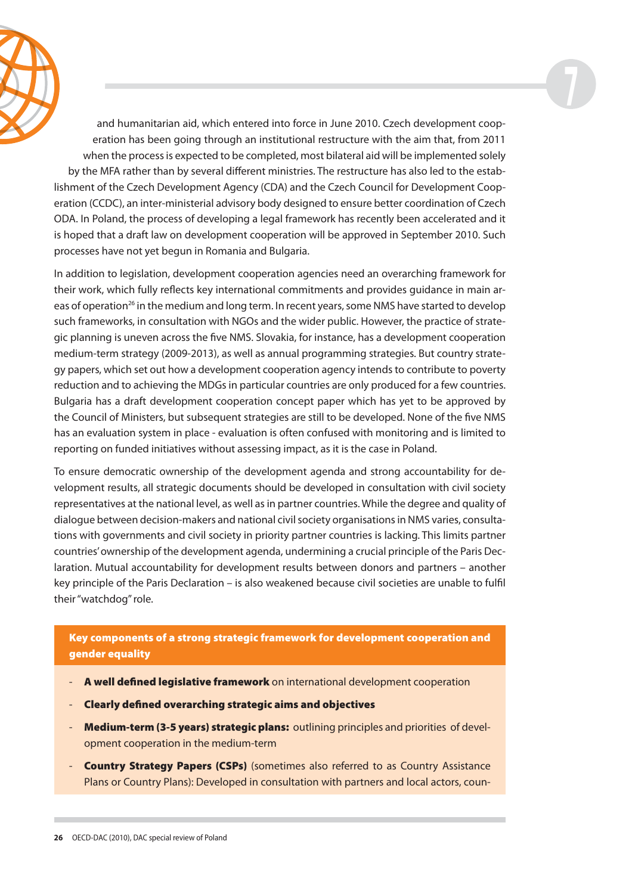and humanitarian aid, which entered into force in June 2010. Czech development cooperation has been going through an institutional restructure with the aim that, from 2011 when the process is expected to be completed, most bilateral aid will be implemented solely by the MFA rather than by several different ministries. The restructure has also led to the establishment of the Czech Development Agency (CDA) and the Czech Council for Development Cooperation (CCDC), an inter-ministerial advisory body designed to ensure better coordination of Czech ODA. In Poland, the process of developing a legal framework has recently been accelerated and it is hoped that a draft law on development cooperation will be approved in September 2010. Such processes have not yet begun in Romania and Bulgaria.

In addition to legislation, development cooperation agencies need an overarching framework for their work, which fully reflects key international commitments and provides guidance in main areas of operation[26] in the medium and long term. In recent years, some NMS have started to develop such frameworks, in consultation with NGOs and the wider public. However, the practice of strategic planning is uneven across the five NMS. Slovakia, for instance, has a development cooperation medium-term strategy (2009-2013), as well as annual programming strategies. But country strategy papers, which set out how a development cooperation agency intends to contribute to poverty reduction and to achieving the MDGs in particular countries are only produced for a few countries. Bulgaria has a draft development cooperation concept paper which has yet to be approved by the Council of Ministers, but subsequent strategies are still to be developed. None of the five NMS has an evaluation system in place - evaluation is often confused with monitoring and is limited to reporting on funded initiatives without assessing impact, as it is the case in Poland.

To ensure democratic ownership of the development agenda and strong accountability for development results, all strategic documents should be developed in consultation with civil society representatives at the national level, as well as in partner countries. While the degree and quality of dialogue between decision-makers and national civil society organisations in NMS varies, consultations with governments and civil society in priority partner countries is lacking. This limits partner countries' ownership of the development agenda, undermining a crucial principle of the Paris Declaration. Mutual accountability for development results between donors and partners – another key principle of the Paris Declaration – is also weakened because civil societies are unable to fulfil their "watchdog" role.

**Key components of a strong strategic framework for development cooperation and gender equality**

- **A well defined legislative framework** on international development cooperation
- **Clearly defined overarching strategic aims and objectives**
- **Medium-term (3-5 years) strategic plans:** outlining principles and priorities of development cooperation in the medium-term
- **Country Strategy Papers (CSPs)** (sometimes also referred to as Country Assistance Plans or Country Plans): Developed in consultation with partners and local actors, coun-

---

26 OECD-DAC (2010), DAC special review of Poland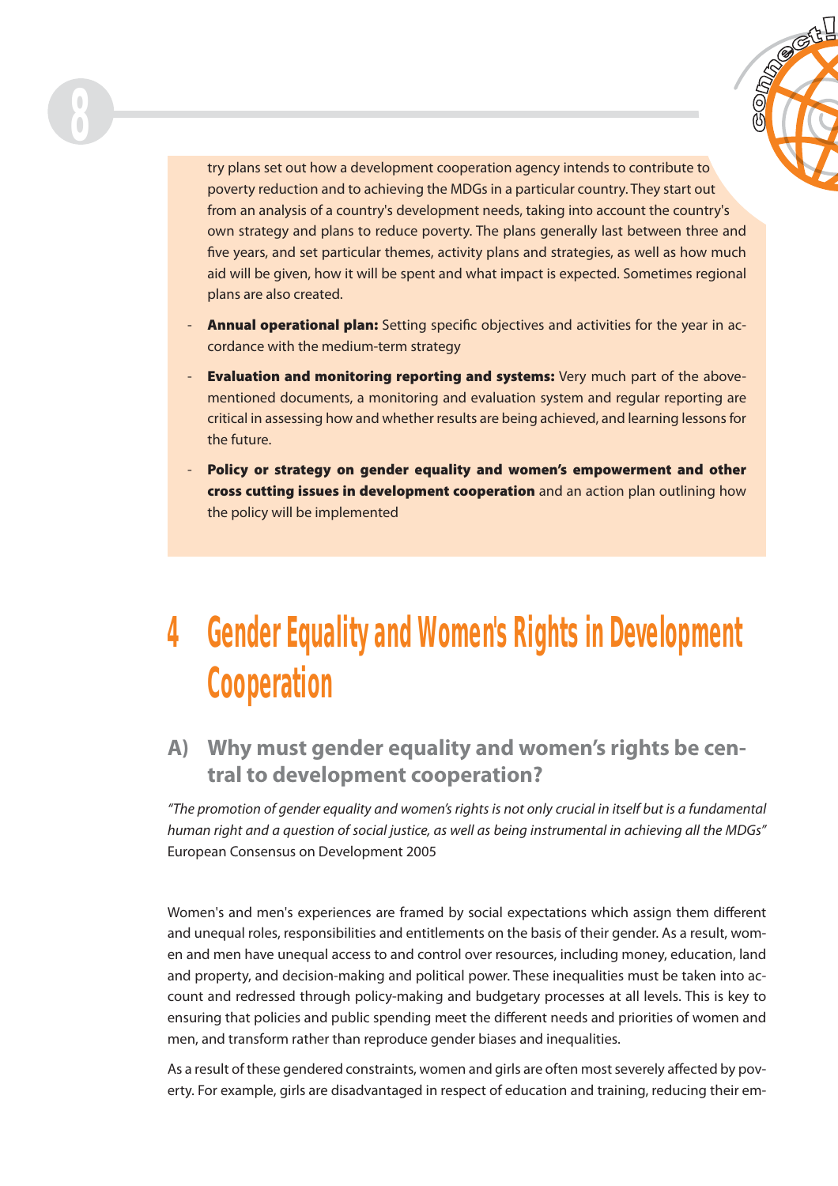try plans set out how a development cooperation agency intends to contribute to poverty reduction and to achieving the MDGs in a particular country. They start out from an analysis of a country's development needs, taking into account the country's own strategy and plans to reduce poverty. The plans generally last between three and five years, and set particular themes, activity plans and strategies, as well as how much aid will be given, how it will be spent and what impact is expected. Sometimes regional plans are also created.

- **Annual operational plan:** Setting specific objectives and activities for the year in accordance with the medium-term strategy
- **Evaluation and monitoring reporting and systems:** Very much part of the above-mentioned documents, a monitoring and evaluation system and regular reporting are critical in assessing how and whether results are being achieved, and learning lessons for the future.
- **Policy or strategy on gender equality and women's empowerment and other cross cutting issues in development cooperation** and an action plan outlining how the policy will be implemented

# 4 Gender Equality and Women's Rights in Development Cooperation

## A) Why must gender equality and women's rights be central to development cooperation?

*"The promotion of gender equality and women's rights is not only crucial in itself but is a fundamental human right and a question of social justice, as well as being instrumental in achieving all the MDGs"*
European Consensus on Development 2005

Women's and men's experiences are framed by social expectations which assign them different and unequal roles, responsibilities and entitlements on the basis of their gender. As a result, women and men have unequal access to and control over resources, including money, education, land and property, and decision-making and political power. These inequalities must be taken into account and redressed through policy-making and budgetary processes at all levels. This is key to ensuring that policies and public spending meet the different needs and priorities of women and men, and transform rather than reproduce gender biases and inequalities.

As a result of these gendered constraints, women and girls are often most severely affected by poverty. For example, girls are disadvantaged in respect of education and training, reducing their em-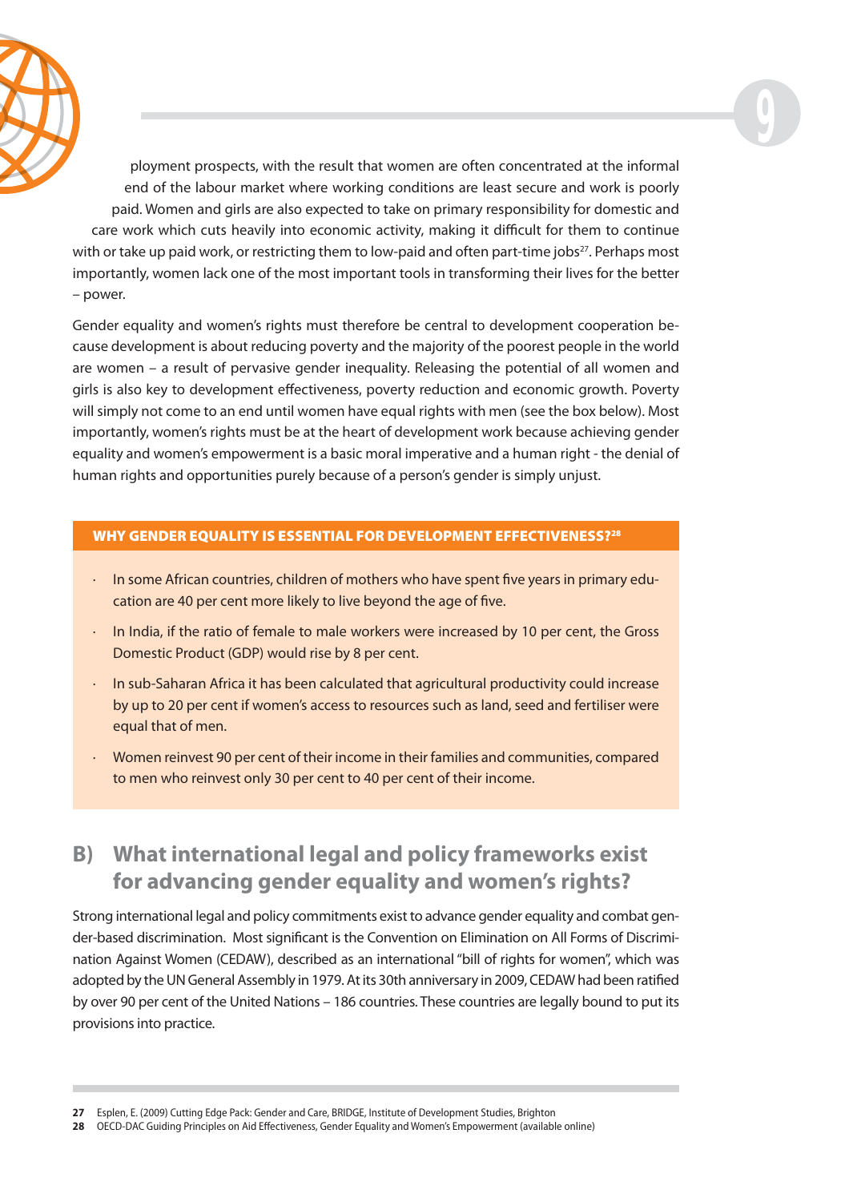ployment prospects, with the result that women are often concentrated at the informal end of the labour market where working conditions are least secure and work is poorly paid. Women and girls are also expected to take on primary responsibility for domestic and care work which cuts heavily into economic activity, making it difficult for them to continue with or take up paid work, or restricting them to low-paid and often part-time jobs[27]. Perhaps most importantly, women lack one of the most important tools in transforming their lives for the better – power.

Gender equality and women's rights must therefore be central to development cooperation because development is about reducing poverty and the majority of the poorest people in the world are women – a result of pervasive gender inequality. Releasing the potential of all women and girls is also key to development effectiveness, poverty reduction and economic growth. Poverty will simply not come to an end until women have equal rights with men (see the box below). Most importantly, women's rights must be at the heart of development work because achieving gender equality and women's empowerment is a basic moral imperative and a human right - the denial of human rights and opportunities purely because of a person's gender is simply unjust.

**WHY GENDER EQUALITY IS ESSENTIAL FOR DEVELOPMENT EFFECTIVENESS?[28]**

- In some African countries, children of mothers who have spent five years in primary education are 40 per cent more likely to live beyond the age of five.
- In India, if the ratio of female to male workers were increased by 10 per cent, the Gross Domestic Product (GDP) would rise by 8 per cent.
- In sub-Saharan Africa it has been calculated that agricultural productivity could increase by up to 20 per cent if women's access to resources such as land, seed and fertiliser were equal that of men.
- Women reinvest 90 per cent of their income in their families and communities, compared to men who reinvest only 30 per cent to 40 per cent of their income.

## B) What international legal and policy frameworks exist for advancing gender equality and women's rights?

Strong international legal and policy commitments exist to advance gender equality and combat gender-based discrimination. Most significant is the Convention on Elimination on All Forms of Discrimination Against Women (CEDAW), described as an international "bill of rights for women", which was adopted by the UN General Assembly in 1979. At its 30th anniversary in 2009, CEDAW had been ratified by over 90 per cent of the United Nations – 186 countries. These countries are legally bound to put its provisions into practice.

27 Esplen, E. (2009) Cutting Edge Pack: Gender and Care, BRIDGE, Institute of Development Studies, Brighton

28 OECD-DAC Guiding Principles on Aid Effectiveness, Gender Equality and Women's Empowerment (available online)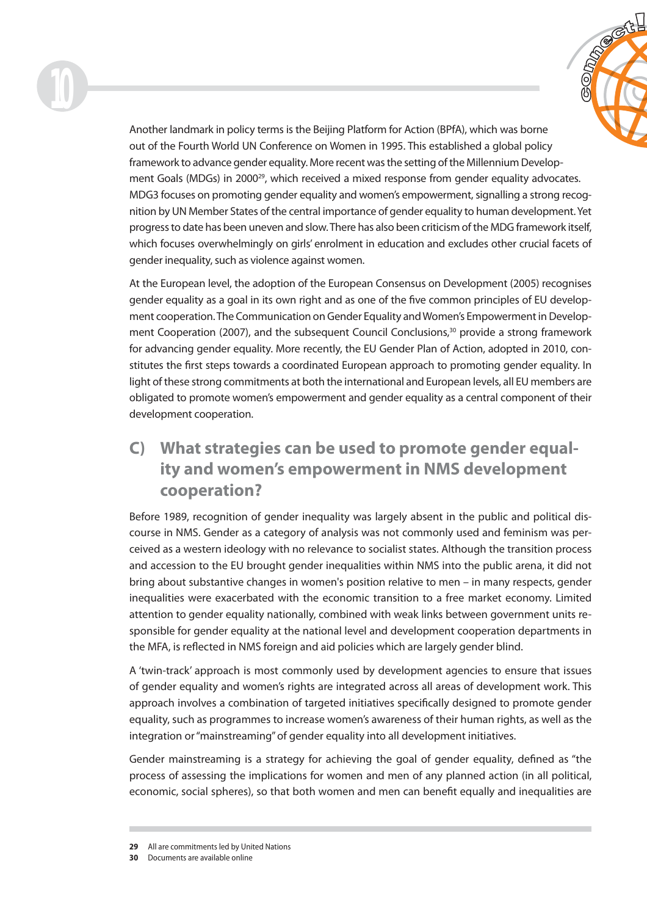Another landmark in policy terms is the Beijing Platform for Action (BPfA), which was borne out of the Fourth World UN Conference on Women in 1995. This established a global policy framework to advance gender equality. More recent was the setting of the Millennium Development Goals (MDGs) in 2000[29], which received a mixed response from gender equality advocates. MDG3 focuses on promoting gender equality and women's empowerment, signalling a strong recognition by UN Member States of the central importance of gender equality to human development. Yet progress to date has been uneven and slow. There has also been criticism of the MDG framework itself, which focuses overwhelmingly on girls' enrolment in education and excludes other crucial facets of gender inequality, such as violence against women.

At the European level, the adoption of the European Consensus on Development (2005) recognises gender equality as a goal in its own right and as one of the five common principles of EU development cooperation. The Communication on Gender Equality and Women's Empowerment in Development Cooperation (2007), and the subsequent Council Conclusions,[30] provide a strong framework for advancing gender equality. More recently, the EU Gender Plan of Action, adopted in 2010, constitutes the first steps towards a coordinated European approach to promoting gender equality. In light of these strong commitments at both the international and European levels, all EU members are obligated to promote women's empowerment and gender equality as a central component of their development cooperation.

## C) What strategies can be used to promote gender equality and women's empowerment in NMS development cooperation?

Before 1989, recognition of gender inequality was largely absent in the public and political discourse in NMS. Gender as a category of analysis was not commonly used and feminism was perceived as a western ideology with no relevance to socialist states. Although the transition process and accession to the EU brought gender inequalities within NMS into the public arena, it did not bring about substantive changes in women's position relative to men – in many respects, gender inequalities were exacerbated with the economic transition to a free market economy. Limited attention to gender equality nationally, combined with weak links between government units responsible for gender equality at the national level and development cooperation departments in the MFA, is reflected in NMS foreign and aid policies which are largely gender blind.

A 'twin-track' approach is most commonly used by development agencies to ensure that issues of gender equality and women's rights are integrated across all areas of development work. This approach involves a combination of targeted initiatives specifically designed to promote gender equality, such as programmes to increase women's awareness of their human rights, as well as the integration or "mainstreaming" of gender equality into all development initiatives.

Gender mainstreaming is a strategy for achieving the goal of gender equality, defined as "the process of assessing the implications for women and men of any planned action (in all political, economic, social spheres), so that both women and men can benefit equally and inequalities are

---

29 All are commitments led by United Nations

30 Documents are available online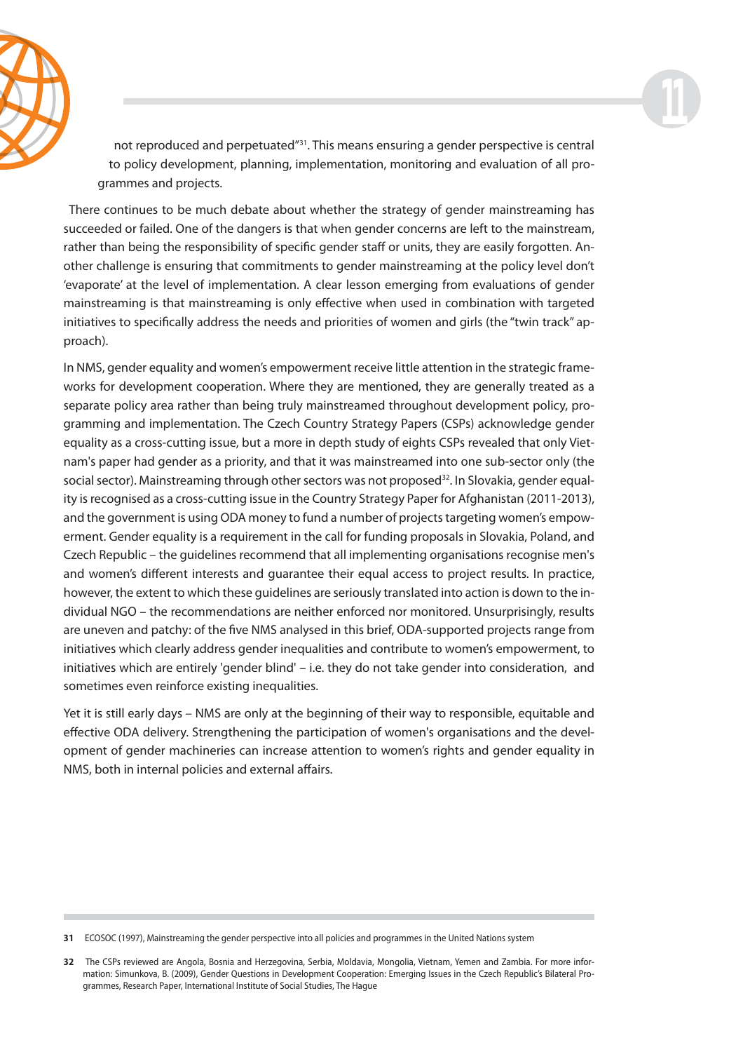not reproduced and perpetuated"[31]. This means ensuring a gender perspective is central to policy development, planning, implementation, monitoring and evaluation of all programmes and projects.

There continues to be much debate about whether the strategy of gender mainstreaming has succeeded or failed. One of the dangers is that when gender concerns are left to the mainstream, rather than being the responsibility of specific gender staff or units, they are easily forgotten. Another challenge is ensuring that commitments to gender mainstreaming at the policy level don't 'evaporate' at the level of implementation. A clear lesson emerging from evaluations of gender mainstreaming is that mainstreaming is only effective when used in combination with targeted initiatives to specifically address the needs and priorities of women and girls (the "twin track" approach).

In NMS, gender equality and women's empowerment receive little attention in the strategic frameworks for development cooperation. Where they are mentioned, they are generally treated as a separate policy area rather than being truly mainstreamed throughout development policy, programming and implementation. The Czech Country Strategy Papers (CSPs) acknowledge gender equality as a cross-cutting issue, but a more in depth study of eights CSPs revealed that only Vietnam's paper had gender as a priority, and that it was mainstreamed into one sub-sector only (the social sector). Mainstreaming through other sectors was not proposed[32]. In Slovakia, gender equality is recognised as a cross-cutting issue in the Country Strategy Paper for Afghanistan (2011-2013), and the government is using ODA money to fund a number of projects targeting women's empowerment. Gender equality is a requirement in the call for funding proposals in Slovakia, Poland, and Czech Republic – the guidelines recommend that all implementing organisations recognise men's and women's different interests and guarantee their equal access to project results. In practice, however, the extent to which these guidelines are seriously translated into action is down to the individual NGO – the recommendations are neither enforced nor monitored. Unsurprisingly, results are uneven and patchy: of the five NMS analysed in this brief, ODA-supported projects range from initiatives which clearly address gender inequalities and contribute to women's empowerment, to initiatives which are entirely 'gender blind' – i.e. they do not take gender into consideration, and sometimes even reinforce existing inequalities.

Yet it is still early days – NMS are only at the beginning of their way to responsible, equitable and effective ODA delivery. Strengthening the participation of women's organisations and the development of gender machineries can increase attention to women's rights and gender equality in NMS, both in internal policies and external affairs.

---

**31** ECOSOC (1997), Mainstreaming the gender perspective into all policies and programmes in the United Nations system

**32** The CSPs reviewed are Angola, Bosnia and Herzegovina, Serbia, Moldavia, Mongolia, Vietnam, Yemen and Zambia. For more information: Simunkova, B. (2009), Gender Questions in Development Cooperation: Emerging Issues in the Czech Republic's Bilateral Programmes, Research Paper, International Institute of Social Studies, The Hague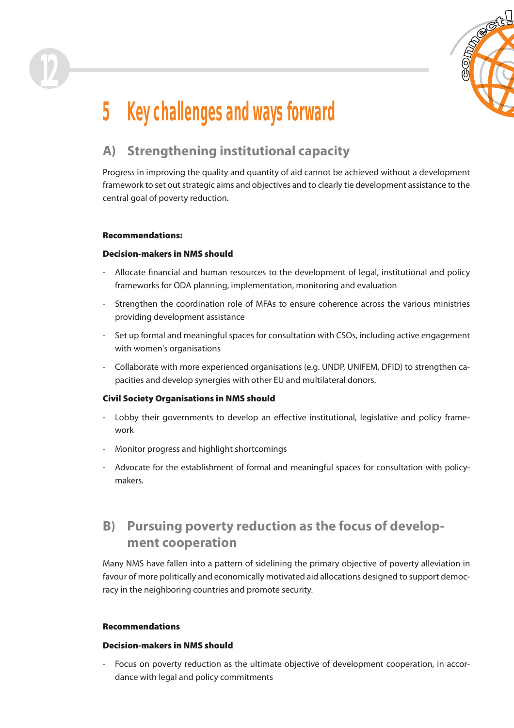# 5 Key challenges and ways forward

## A) Strengthening institutional capacity

Progress in improving the quality and quantity of aid cannot be achieved without a development framework to set out strategic aims and objectives and to clearly tie development assistance to the central goal of poverty reduction.

**Recommendations:**

**Decision-makers in NMS should**

- Allocate financial and human resources to the development of legal, institutional and policy frameworks for ODA planning, implementation, monitoring and evaluation
- Strengthen the coordination role of MFAs to ensure coherence across the various ministries providing development assistance
- Set up formal and meaningful spaces for consultation with CSOs, including active engagement with women's organisations
- Collaborate with more experienced organisations (e.g. UNDP, UNIFEM, DFID) to strengthen capacities and develop synergies with other EU and multilateral donors.

**Civil Society Organisations in NMS should**

- Lobby their governments to develop an effective institutional, legislative and policy framework
- Monitor progress and highlight shortcomings
- Advocate for the establishment of formal and meaningful spaces for consultation with policy-makers.

## B) Pursuing poverty reduction as the focus of development cooperation

Many NMS have fallen into a pattern of sidelining the primary objective of poverty alleviation in favour of more politically and economically motivated aid allocations designed to support democracy in the neighboring countries and promote security.

**Recommendations**

**Decision-makers in NMS should**

- Focus on poverty reduction as the ultimate objective of development cooperation, in accordance with legal and policy commitments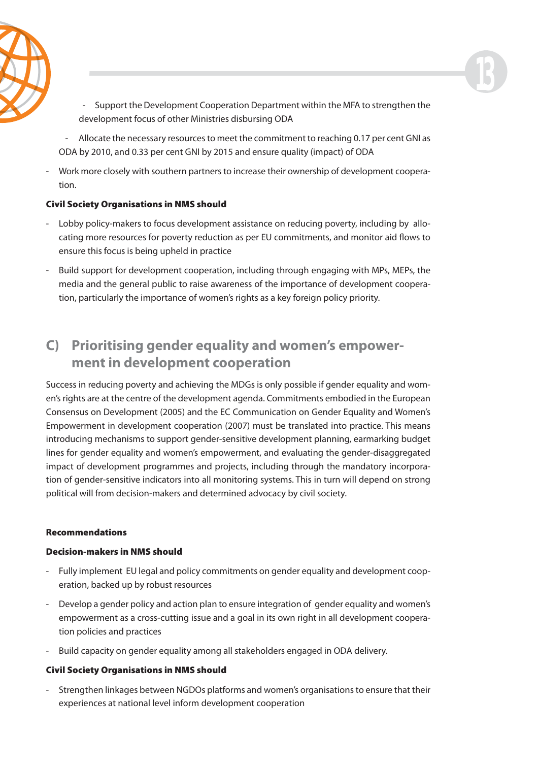- Support the Development Cooperation Department within the MFA to strengthen the development focus of other Ministries disbursing ODA
- Allocate the necessary resources to meet the commitment to reaching 0.17 per cent GNI as ODA by 2010, and 0.33 per cent GNI by 2015 and ensure quality (impact) of ODA
- Work more closely with southern partners to increase their ownership of development cooperation.

**Civil Society Organisations in NMS should**

- Lobby policy-makers to focus development assistance on reducing poverty, including by allocating more resources for poverty reduction as per EU commitments, and monitor aid flows to ensure this focus is being upheld in practice
- Build support for development cooperation, including through engaging with MPs, MEPs, the media and the general public to raise awareness of the importance of development cooperation, particularly the importance of women's rights as a key foreign policy priority.

## C) Prioritising gender equality and women's empowerment in development cooperation

Success in reducing poverty and achieving the MDGs is only possible if gender equality and women's rights are at the centre of the development agenda. Commitments embodied in the European Consensus on Development (2005) and the EC Communication on Gender Equality and Women's Empowerment in development cooperation (2007) must be translated into practice. This means introducing mechanisms to support gender-sensitive development planning, earmarking budget lines for gender equality and women's empowerment, and evaluating the gender-disaggregated impact of development programmes and projects, including through the mandatory incorporation of gender-sensitive indicators into all monitoring systems. This in turn will depend on strong political will from decision-makers and determined advocacy by civil society.

**Recommendations**

**Decision-makers in NMS should**

- Fully implement EU legal and policy commitments on gender equality and development cooperation, backed up by robust resources
- Develop a gender policy and action plan to ensure integration of gender equality and women's empowerment as a cross-cutting issue and a goal in its own right in all development cooperation policies and practices
- Build capacity on gender equality among all stakeholders engaged in ODA delivery.

**Civil Society Organisations in NMS should**

- Strengthen linkages between NGDOs platforms and women's organisations to ensure that their experiences at national level inform development cooperation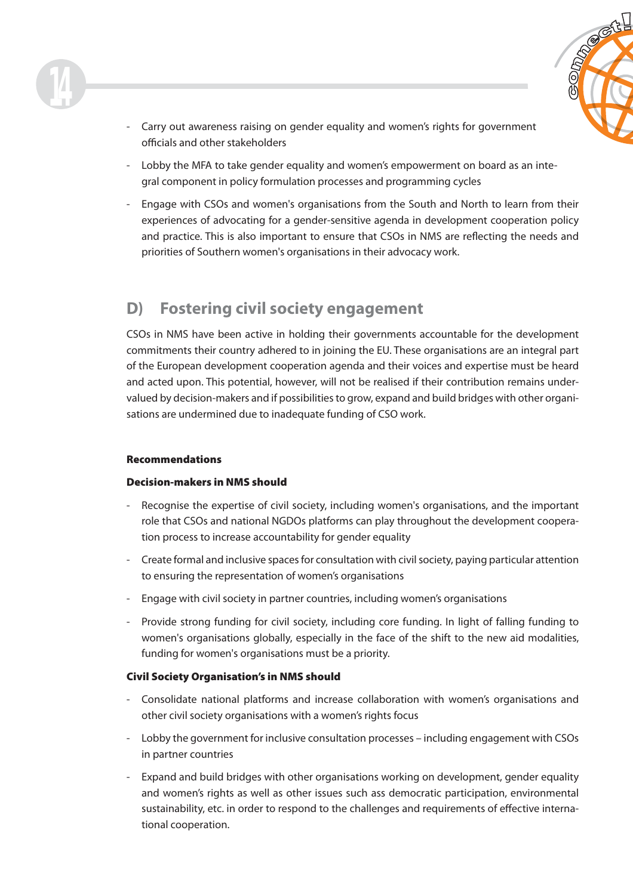- Carry out awareness raising on gender equality and women's rights for government officials and other stakeholders
- Lobby the MFA to take gender equality and women's empowerment on board as an integral component in policy formulation processes and programming cycles
- Engage with CSOs and women's organisations from the South and North to learn from their experiences of advocating for a gender-sensitive agenda in development cooperation policy and practice. This is also important to ensure that CSOs in NMS are reflecting the needs and priorities of Southern women's organisations in their advocacy work.

## D) Fostering civil society engagement

CSOs in NMS have been active in holding their governments accountable for the development commitments their country adhered to in joining the EU. These organisations are an integral part of the European development cooperation agenda and their voices and expertise must be heard and acted upon. This potential, however, will not be realised if their contribution remains undervalued by decision-makers and if possibilities to grow, expand and build bridges with other organisations are undermined due to inadequate funding of CSO work.

**Recommendations**

**Decision-makers in NMS should**

- Recognise the expertise of civil society, including women's organisations, and the important role that CSOs and national NGDOs platforms can play throughout the development cooperation process to increase accountability for gender equality
- Create formal and inclusive spaces for consultation with civil society, paying particular attention to ensuring the representation of women's organisations
- Engage with civil society in partner countries, including women's organisations
- Provide strong funding for civil society, including core funding. In light of falling funding to women's organisations globally, especially in the face of the shift to the new aid modalities, funding for women's organisations must be a priority.

**Civil Society Organisation's in NMS should**

- Consolidate national platforms and increase collaboration with women's organisations and other civil society organisations with a women's rights focus
- Lobby the government for inclusive consultation processes – including engagement with CSOs in partner countries
- Expand and build bridges with other organisations working on development, gender equality and women's rights as well as other issues such ass democratic participation, environmental sustainability, etc. in order to respond to the challenges and requirements of effective international cooperation.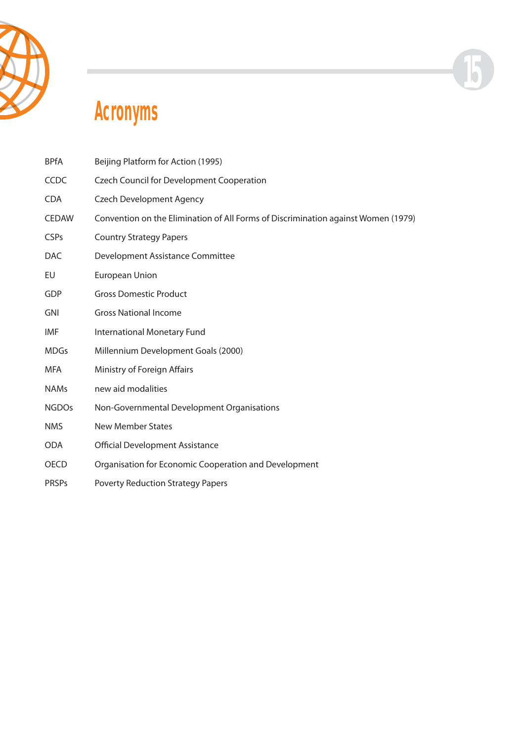# Acronyms

| | |
|---|---|
| BPfA | Beijing Platform for Action (1995) |
| CCDC | Czech Council for Development Cooperation |
| CDA | Czech Development Agency |
| CEDAW | Convention on the Elimination of All Forms of Discrimination against Women (1979) |
| CSPs | Country Strategy Papers |
| DAC | Development Assistance Committee |
| EU | European Union |
| GDP | Gross Domestic Product |
| GNI | Gross National Income |
| IMF | International Monetary Fund |
| MDGs | Millennium Development Goals (2000) |
| MFA | Ministry of Foreign Affairs |
| NAMs | new aid modalities |
| NGDOs | Non-Governmental Development Organisations |
| NMS | New Member States |
| ODA | Official Development Assistance |
| OECD | Organisation for Economic Cooperation and Development |
| PRSPs | Poverty Reduction Strategy Papers |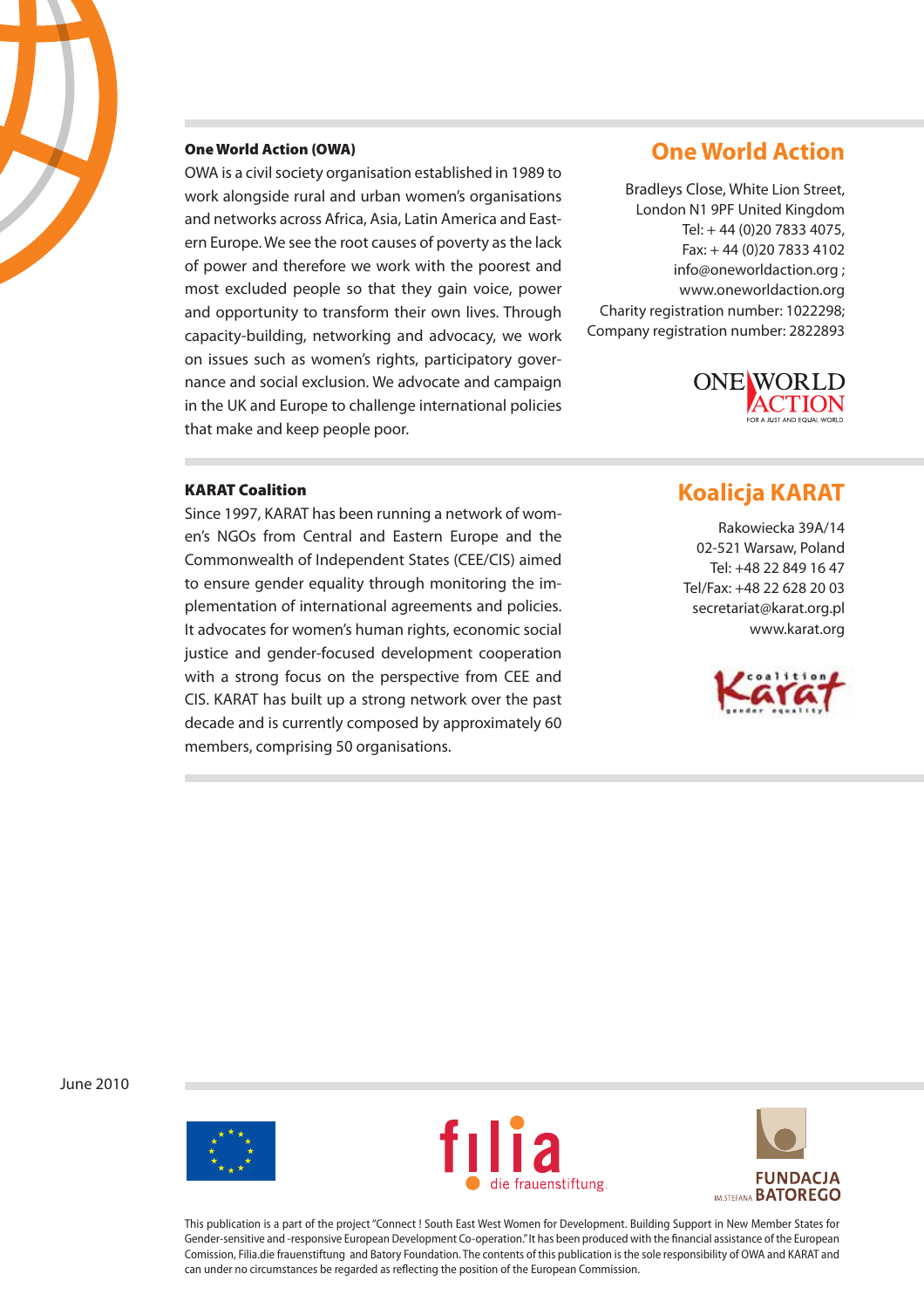**One World Action (OWA)**

OWA is a civil society organisation established in 1989 to work alongside rural and urban women's organisations and networks across Africa, Asia, Latin America and Eastern Europe. We see the root causes of poverty as the lack of power and therefore we work with the poorest and most excluded people so that they gain voice, power and opportunity to transform their own lives. Through capacity-building, networking and advocacy, we work on issues such as women's rights, participatory governance and social exclusion. We advocate and campaign in the UK and Europe to challenge international policies that make and keep people poor.

## One World Action

Bradleys Close, White Lion Street,
London N1 9PF United Kingdom
Tel: + 44 (0)20 7833 4075,
Fax: + 44 (0)20 7833 4102
info@oneworldaction.org ;
www.oneworldaction.org
Charity registration number: 1022298;
Company registration number: 2822893

ONE WORLD ACTION
FOR A JUST AND EQUAL WORLD

**KARAT Coalition**

Since 1997, KARAT has been running a network of women's NGOs from Central and Eastern Europe and the Commonwealth of Independent States (CEE/CIS) aimed to ensure gender equality through monitoring the implementation of international agreements and policies. It advocates for women's human rights, economic social justice and gender-focused development cooperation with a strong focus on the perspective from CEE and CIS. KARAT has built up a strong network over the past decade and is currently composed by approximately 60 members, comprising 50 organisations.

## Koalicja KARAT

Rakowiecka 39A/14
02-521 Warsaw, Poland
Tel: +48 22 849 16 47
Tel/Fax: +48 22 628 20 03
secretariat@karat.org.pl
www.karat.org

coalition Karat gender equality

June 2010

filia die frauenstiftung

IM. STEFANA FUNDACJA BATOREGO

This publication is a part of the project "Connect ! South East West Women for Development. Building Support in New Member States for Gender-sensitive and -responsive European Development Co-operation." It has been produced with the financial assistance of the European Comission, Filia.die frauenstiftung and Batory Foundation. The contents of this publication is the sole responsibility of OWA and KARAT and can under no circumstances be regarded as reflecting the position of the European Commission.